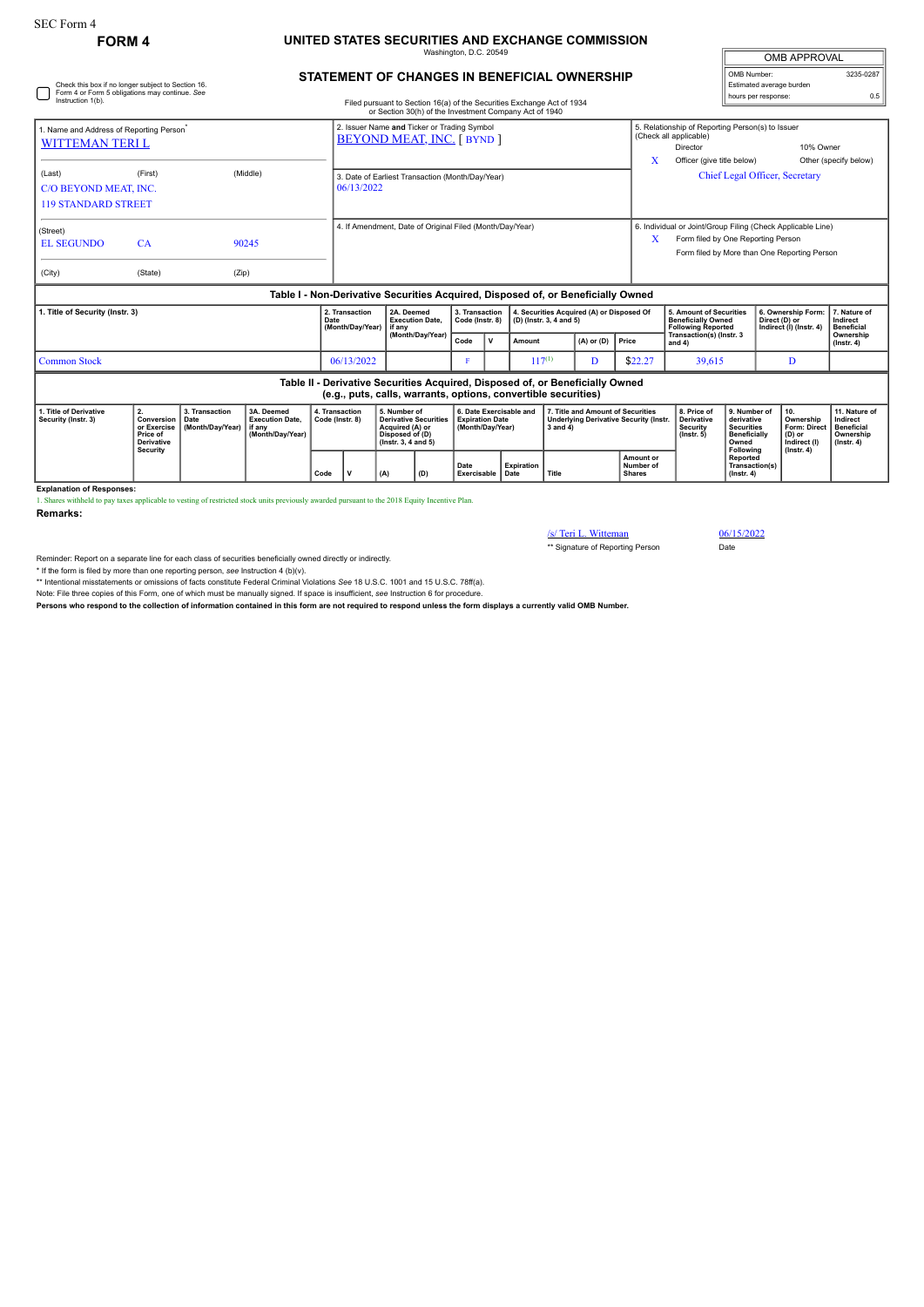SEC Form 4

**FORM 4**

# UNITED STATES SECURITIES AND EXCHANGE COMMISSION

Washington, D.C. 20549

## STATEMENT OF CHANGES IN BENEFICIAL OWNERSHIP

Filed pursuant to Section 16(a) of the Securities Exchange Act of 1934 or Section 30(h) of the Investment Company Act of 1940

| OMB APPROVAL | |
|---|---|
| OMB Number: | 3235-0287 |
| Estimated average burden hours per response: | 0.5 |

☐ Check this box if no longer subject to Section 16. Form 4 or Form 5 obligations may continue. *See* Instruction 1(b).

1. Name and Address of Reporting Person*
WITTEMAN TERI L

(Last) (First) (Middle)
C/O BEYOND MEAT, INC.
119 STANDARD STREET

(Street)
EL SEGUNDO CA 90245

(City) (State) (Zip)

2. Issuer Name and Ticker or Trading Symbol
BEYOND MEAT, INC. [ BYND ]

3. Date of Earliest Transaction (Month/Day/Year)
06/13/2022

4. If Amendment, Date of Original Filed (Month/Day/Year)

5. Relationship of Reporting Person(s) to Issuer (Check all applicable)
Director
10% Owner
X Officer (give title below)
Other (specify below)
Chief Legal Officer, Secretary

6. Individual or Joint/Group Filing (Check Applicable Line)
X Form filed by One Reporting Person
Form filed by More than One Reporting Person

### Table I - Non-Derivative Securities Acquired, Disposed of, or Beneficially Owned

| 1. Title of Security (Instr. 3) | 2. Transaction Date (Month/Day/Year) | 2A. Deemed Execution Date, if any (Month/Day/Year) | 3. Transaction Code (Instr. 8) | | 4. Securities Acquired (A) or Disposed Of (D) (Instr. 3, 4 and 5) | | | 5. Amount of Securities Beneficially Owned Following Reported Transaction(s) (Instr. 3 and 4) | 6. Ownership Form: Direct (D) or Indirect (I) (Instr. 4) | 7. Nature of Indirect Beneficial Ownership (Instr. 4) |
|---|---|---|---|---|---|---|---|---|---|---|
| | | | Code | V | Amount | (A) or (D) | Price | | | |
| Common Stock | 06/13/2022 | | F | | 117[1] | D | $22.27 | 39,615 | D | |

### Table II - Derivative Securities Acquired, Disposed of, or Beneficially Owned (e.g., puts, calls, warrants, options, convertible securities)

| 1. Title of Derivative Security (Instr. 3) | 2. Conversion or Exercise Price of Derivative Security | 3. Transaction Date (Month/Day/Year) | 3A. Deemed Execution Date, if any (Month/Day/Year) | 4. Transaction Code (Instr. 8) | | 5. Number of Derivative Securities Acquired (A) or Disposed of (D) (Instr. 3, 4 and 5) | | 6. Date Exercisable and Expiration Date (Month/Day/Year) | | 7. Title and Amount of Securities Underlying Derivative Security (Instr. 3 and 4) | | 8. Price of Derivative Security (Instr. 5) | 9. Number of derivative Securities Beneficially Owned Following Reported Transaction(s) (Instr. 4) | 10. Ownership Form: Direct (D) or Indirect (I) (Instr. 4) | 11. Nature of Indirect Beneficial Ownership (Instr. 4) |
|---|---|---|---|---|---|---|---|---|---|---|---|---|---|---|---|
| | | | | Code | V | (A) | (D) | Date Exercisable | Expiration Date | Title | Amount or Number of Shares | | | | |

**Explanation of Responses:**

1. Shares withheld to pay taxes applicable to vesting of restricted stock units previously awarded pursuant to the 2018 Equity Incentive Plan.

**Remarks:**

/s/ Teri L. Witteman 06/15/2022
** Signature of Reporting Person Date

Reminder: Report on a separate line for each class of securities beneficially owned directly or indirectly.

\* If the form is filed by more than one reporting person, *see* Instruction 4 (b)(v).

** Intentional misstatements or omissions of facts constitute Federal Criminal Violations *See* 18 U.S.C. 1001 and 15 U.S.C. 78ff(a).

Note: File three copies of this Form, one of which must be manually signed. If space is insufficient, *see* Instruction 6 for procedure.

**Persons who respond to the collection of information contained in this form are not required to respond unless the form displays a currently valid OMB Number.**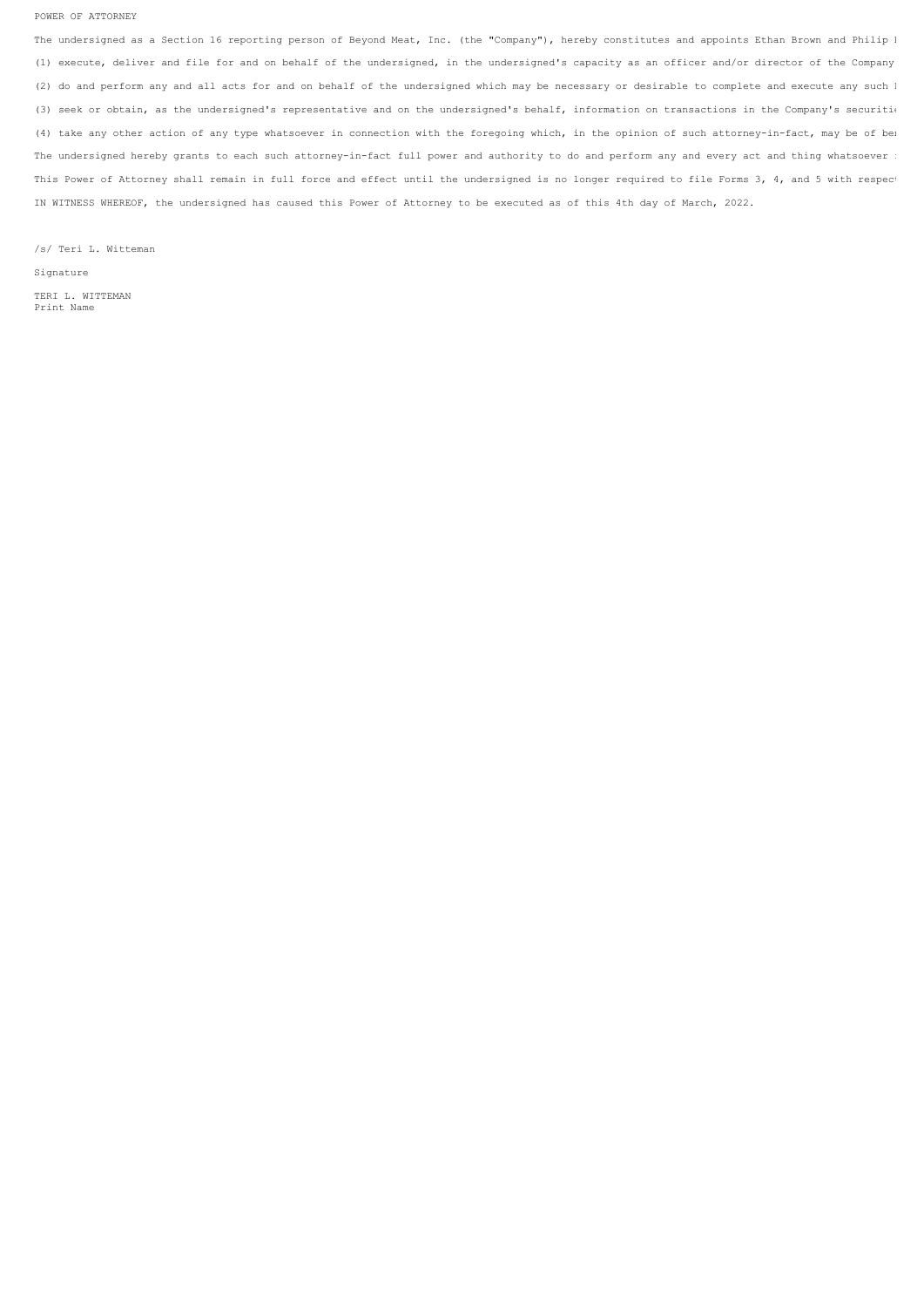POWER OF ATTORNEY

The undersigned as a Section 16 reporting person of Beyond Meat, Inc. (the "Company"), hereby constitutes and appoints Ethan Brown and Philip I

(1) execute, deliver and file for and on behalf of the undersigned, in the undersigned's capacity as an officer and/or director of the Company

(2) do and perform any and all acts for and on behalf of the undersigned which may be necessary or desirable to complete and execute any such I

(3) seek or obtain, as the undersigned's representative and on the undersigned's behalf, information on transactions in the Company's securitie

(4) take any other action of any type whatsoever in connection with the foregoing which, in the opinion of such attorney-in-fact, may be of ber

The undersigned hereby grants to each such attorney-in-fact full power and authority to do and perform any and every act and thing whatsoever :

This Power of Attorney shall remain in full force and effect until the undersigned is no longer required to file Forms 3, 4, and 5 with respect

IN WITNESS WHEREOF, the undersigned has caused this Power of Attorney to be executed as of this 4th day of March, 2022.

/s/ Teri L. Witteman

Signature

TERI L. WITTEMAN
Print Name